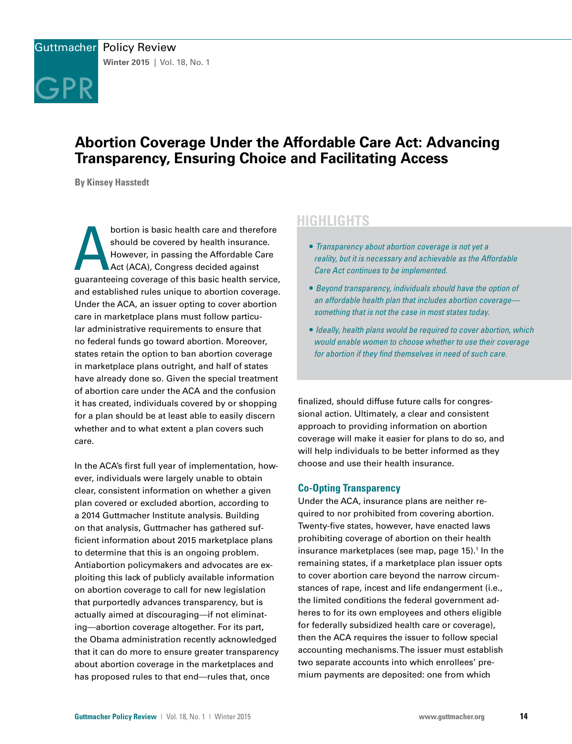# Abortion Coverage Under the Affordable Care Act: Advancing Transparency, Ensuring Choice and Facilitating Access

**By Kinsey Hasstedt**

Abortion is basic health care and therefore should be covered by health insurance. However, in passing the Affordable Care Act (ACA), Congress decided against guaranteeing coverage of this basic health service, and established rules unique to abortion coverage. Under the ACA, an issuer opting to cover abortion care in marketplace plans must follow particular administrative requirements to ensure that no federal funds go toward abortion. Moreover, states retain the option to ban abortion coverage in marketplace plans outright, and half of states have already done so. Given the special treatment of abortion care under the ACA and the confusion it has created, individuals covered by or shopping for a plan should be at least able to easily discern whether and to what extent a plan covers such care.

In the ACA's first full year of implementation, however, individuals were largely unable to obtain clear, consistent information on whether a given plan covered or excluded abortion, according to a 2014 Guttmacher Institute analysis. Building on that analysis, Guttmacher has gathered sufficient information about 2015 marketplace plans to determine that this is an ongoing problem. Antiabortion policymakers and advocates are exploiting this lack of publicly available information on abortion coverage to call for new legislation that purportedly advances transparency, but is actually aimed at discouraging—if not eliminating—abortion coverage altogether. For its part, the Obama administration recently acknowledged that it can do more to ensure greater transparency about abortion coverage in the marketplaces and has proposed rules to that end—rules that, once finalized, should diffuse future calls for congressional action. Ultimately, a clear and consistent approach to providing information on abortion coverage will make it easier for plans to do so, and will help individuals to be better informed as they choose and use their health insurance.

## HIGHLIGHTS

- *Transparency about abortion coverage is not yet a reality, but it is necessary and achievable as the Affordable Care Act continues to be implemented.*
- *Beyond transparency, individuals should have the option of an affordable health plan that includes abortion coverage—something that is not the case in most states today.*
- *Ideally, health plans would be required to cover abortion, which would enable women to choose whether to use their coverage for abortion if they find themselves in need of such care.*

## Co-Opting Transparency

Under the ACA, insurance plans are neither required to nor prohibited from covering abortion. Twenty-five states, however, have enacted laws prohibiting coverage of abortion on their health insurance marketplaces (see map, page 15).[1] In the remaining states, if a marketplace plan issuer opts to cover abortion care beyond the narrow circumstances of rape, incest and life endangerment (i.e., the limited conditions the federal government adheres to for its own employees and others eligible for federally subsidized health care or coverage), then the ACA requires the issuer to follow special accounting mechanisms. The issuer must establish two separate accounts into which enrollees' premium payments are deposited: one from which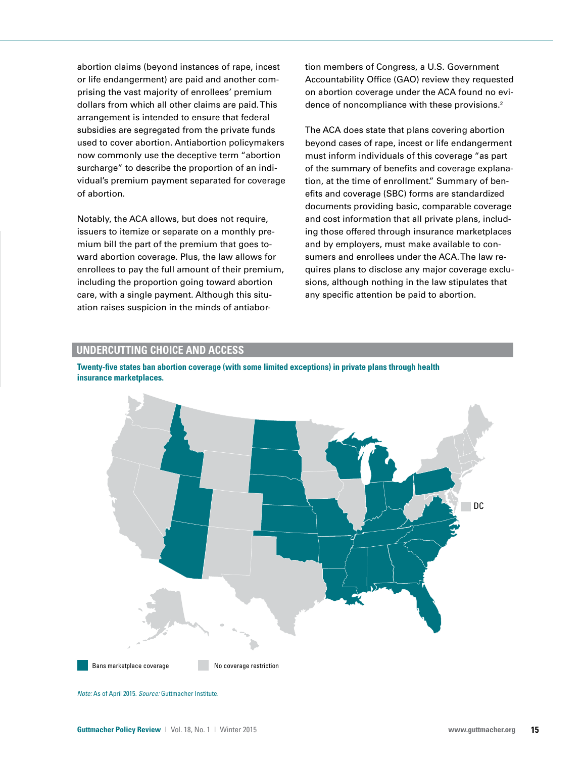abortion claims (beyond instances of rape, incest or life endangerment) are paid and another comprising the vast majority of enrollees' premium dollars from which all other claims are paid. This arrangement is intended to ensure that federal subsidies are segregated from the private funds used to cover abortion. Antiabortion policymakers now commonly use the deceptive term "abortion surcharge" to describe the proportion of an individual's premium payment separated for coverage of abortion.

Notably, the ACA allows, but does not require, issuers to itemize or separate on a monthly premium bill the part of the premium that goes toward abortion coverage. Plus, the law allows for enrollees to pay the full amount of their premium, including the proportion going toward abortion care, with a single payment. Although this situation raises suspicion in the minds of antiabortion members of Congress, a U.S. Government Accountability Office (GAO) review they requested on abortion coverage under the ACA found no evidence of noncompliance with these provisions.[2]

The ACA does state that plans covering abortion beyond cases of rape, incest or life endangerment must inform individuals of this coverage "as part of the summary of benefits and coverage explanation, at the time of enrollment." Summary of benefits and coverage (SBC) forms are standardized documents providing basic, comparable coverage and cost information that all private plans, including those offered through insurance marketplaces and by employers, must make available to consumers and enrollees under the ACA. The law requires plans to disclose any major coverage exclusions, although nothing in the law stipulates that any specific attention be paid to abortion.

## UNDERCUTTING CHOICE AND ACCESS

**Twenty-five states ban abortion coverage (with some limited exceptions) in private plans through health insurance marketplaces.**

Bans marketplace coverage | No coverage restriction | DC

*Note:* As of April 2015. *Source:* Guttmacher Institute.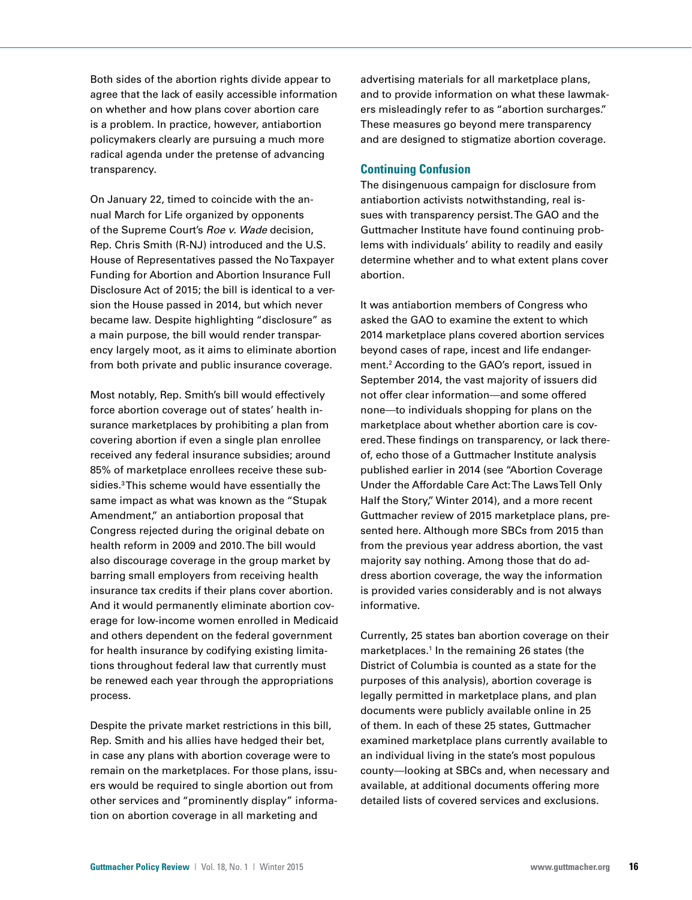Both sides of the abortion rights divide appear to agree that the lack of easily accessible information on whether and how plans cover abortion care is a problem. In practice, however, antiabortion policymakers clearly are pursuing a much more radical agenda under the pretense of advancing transparency.

On January 22, timed to coincide with the annual March for Life organized by opponents of the Supreme Court's *Roe v. Wade* decision, Rep. Chris Smith (R-NJ) introduced and the U.S. House of Representatives passed the No Taxpayer Funding for Abortion and Abortion Insurance Full Disclosure Act of 2015; the bill is identical to a version the House passed in 2014, but which never became law. Despite highlighting "disclosure" as a main purpose, the bill would render transparency largely moot, as it aims to eliminate abortion from both private and public insurance coverage.

Most notably, Rep. Smith's bill would effectively force abortion coverage out of states' health insurance marketplaces by prohibiting a plan from covering abortion if even a single plan enrollee received any federal insurance subsidies; around 85% of marketplace enrollees receive these subsidies.[3] This scheme would have essentially the same impact as what was known as the "Stupak Amendment," an antiabortion proposal that Congress rejected during the original debate on health reform in 2009 and 2010. The bill would also discourage coverage in the group market by barring small employers from receiving health insurance tax credits if their plans cover abortion. And it would permanently eliminate abortion coverage for low-income women enrolled in Medicaid and others dependent on the federal government for health insurance by codifying existing limitations throughout federal law that currently must be renewed each year through the appropriations process.

Despite the private market restrictions in this bill, Rep. Smith and his allies have hedged their bet, in case any plans with abortion coverage were to remain on the marketplaces. For those plans, issuers would be required to single abortion out from other services and "prominently display" information on abortion coverage in all marketing and advertising materials for all marketplace plans, and to provide information on what these lawmakers misleadingly refer to as "abortion surcharges." These measures go beyond mere transparency and are designed to stigmatize abortion coverage.

## Continuing Confusion

The disingenuous campaign for disclosure from antiabortion activists notwithstanding, real issues with transparency persist. The GAO and the Guttmacher Institute have found continuing problems with individuals' ability to readily and easily determine whether and to what extent plans cover abortion.

It was antiabortion members of Congress who asked the GAO to examine the extent to which 2014 marketplace plans covered abortion services beyond cases of rape, incest and life endangerment.[2] According to the GAO's report, issued in September 2014, the vast majority of issuers did not offer clear information—and some offered none—to individuals shopping for plans on the marketplace about whether abortion care is covered. These findings on transparency, or lack thereof, echo those of a Guttmacher Institute analysis published earlier in 2014 (see "Abortion Coverage Under the Affordable Care Act: The Laws Tell Only Half the Story," Winter 2014), and a more recent Guttmacher review of 2015 marketplace plans, presented here. Although more SBCs from 2015 than from the previous year address abortion, the vast majority say nothing. Among those that do address abortion coverage, the way the information is provided varies considerably and is not always informative.

Currently, 25 states ban abortion coverage on their marketplaces.[1] In the remaining 26 states (the District of Columbia is counted as a state for the purposes of this analysis), abortion coverage is legally permitted in marketplace plans, and plan documents were publicly available online in 25 of them. In each of these 25 states, Guttmacher examined marketplace plans currently available to an individual living in the state's most populous county—looking at SBCs and, when necessary and available, at additional documents offering more detailed lists of covered services and exclusions.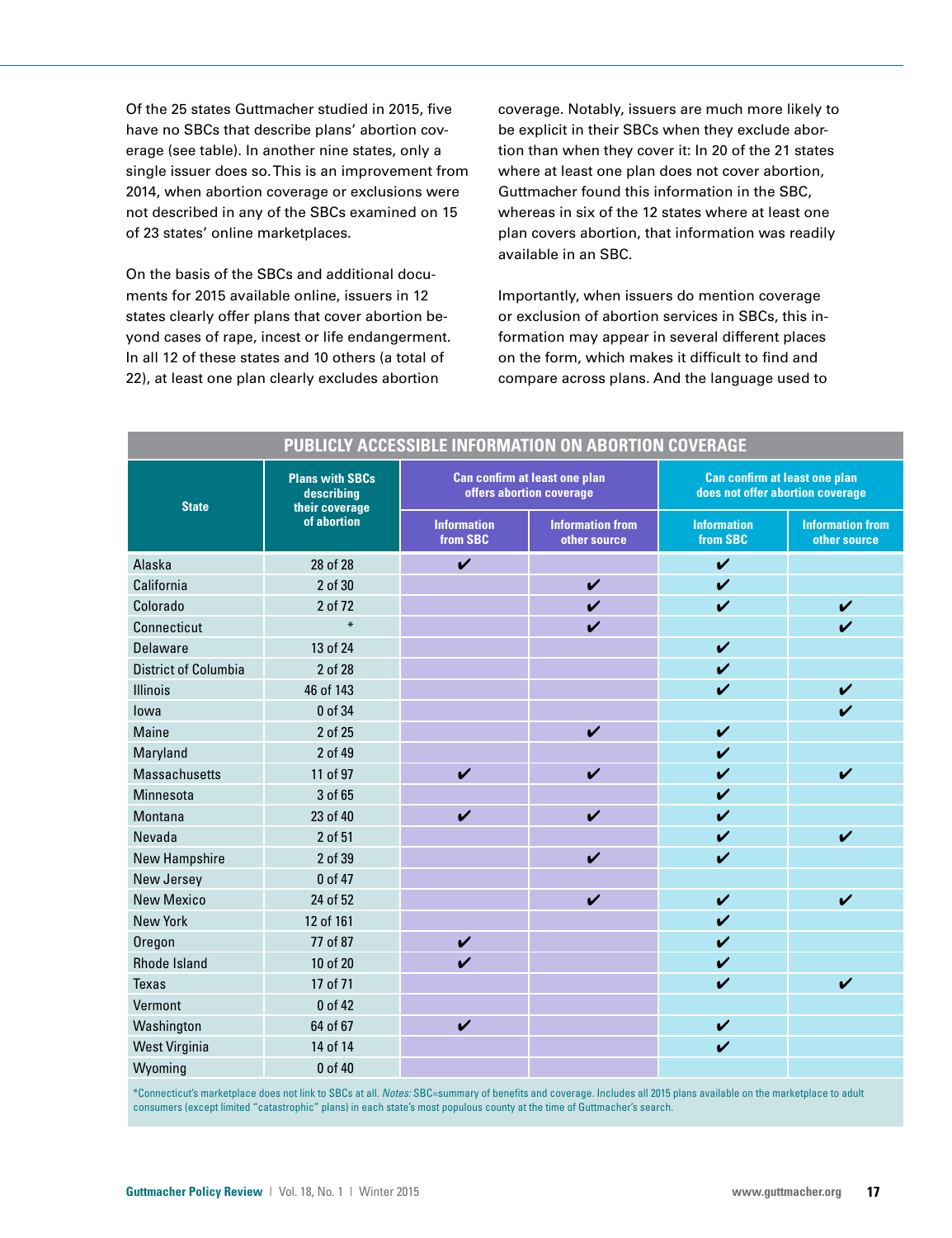Of the 25 states Guttmacher studied in 2015, five have no SBCs that describe plans' abortion coverage (see table). In another nine states, only a single issuer does so. This is an improvement from 2014, when abortion coverage or exclusions were not described in any of the SBCs examined on 15 of 23 states' online marketplaces.

On the basis of the SBCs and additional documents for 2015 available online, issuers in 12 states clearly offer plans that cover abortion beyond cases of rape, incest or life endangerment. In all 12 of these states and 10 others (a total of 22), at least one plan clearly excludes abortion coverage. Notably, issuers are much more likely to be explicit in their SBCs when they exclude abortion than when they cover it: In 20 of the 21 states where at least one plan does not cover abortion, Guttmacher found this information in the SBC, whereas in six of the 12 states where at least one plan covers abortion, that information was readily available in an SBC.

Importantly, when issuers do mention coverage or exclusion of abortion services in SBCs, this information may appear in several different places on the form, which makes it difficult to find and compare across plans. And the language used to

**PUBLICLY ACCESSIBLE INFORMATION ON ABORTION COVERAGE**

| State | Plans with SBCs describing their coverage of abortion | Can confirm at least one plan offers abortion coverage | | Can confirm at least one plan does not offer abortion coverage | |
|---|---|---|---|---|---|
| | | Information from SBC | Information from other source | Information from SBC | Information from other source |
| Alaska | 28 of 28 | ✔ | | ✔ | |
| California | 2 of 30 | | ✔ | ✔ | |
| Colorado | 2 of 72 | | ✔ | ✔ | ✔ |
| Connecticut | * | | ✔ | | ✔ |
| Delaware | 13 of 24 | | | ✔ | |
| District of Columbia | 2 of 28 | | | ✔ | |
| Illinois | 46 of 143 | | | ✔ | ✔ |
| Iowa | 0 of 34 | | | | ✔ |
| Maine | 2 of 25 | | ✔ | ✔ | |
| Maryland | 2 of 49 | | | ✔ | |
| Massachusetts | 11 of 97 | ✔ | ✔ | ✔ | ✔ |
| Minnesota | 3 of 65 | | | ✔ | |
| Montana | 23 of 40 | ✔ | ✔ | ✔ | |
| Nevada | 2 of 51 | | | ✔ | ✔ |
| New Hampshire | 2 of 39 | | ✔ | ✔ | |
| New Jersey | 0 of 47 | | | | |
| New Mexico | 24 of 52 | | ✔ | ✔ | ✔ |
| New York | 12 of 161 | | | ✔ | |
| Oregon | 77 of 87 | ✔ | | ✔ | |
| Rhode Island | 10 of 20 | ✔ | | ✔ | |
| Texas | 17 of 71 | | | ✔ | ✔ |
| Vermont | 0 of 42 | | | | |
| Washington | 64 of 67 | ✔ | | ✔ | |
| West Virginia | 14 of 14 | | | ✔ | |
| Wyoming | 0 of 40 | | | | |

*Connecticut's marketplace does not link to SBCs at all. *Notes:* SBC=summary of benefits and coverage. Includes all 2015 plans available on the marketplace to adult consumers (except limited "catastrophic" plans) in each state's most populous county at the time of Guttmacher's search.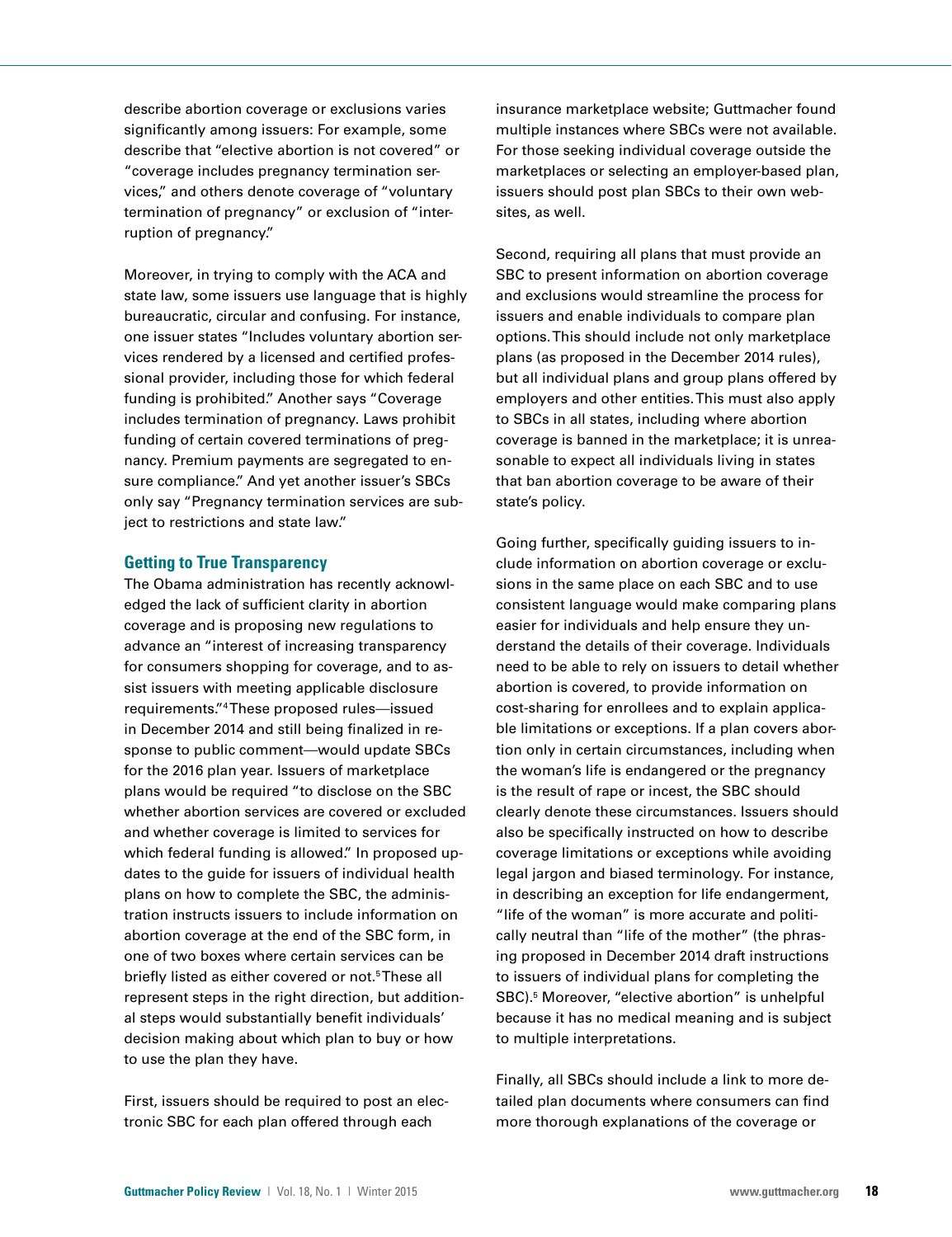describe abortion coverage or exclusions varies significantly among issuers: For example, some describe that "elective abortion is not covered" or "coverage includes pregnancy termination services," and others denote coverage of "voluntary termination of pregnancy" or exclusion of "interruption of pregnancy."

Moreover, in trying to comply with the ACA and state law, some issuers use language that is highly bureaucratic, circular and confusing. For instance, one issuer states "Includes voluntary abortion services rendered by a licensed and certified professional provider, including those for which federal funding is prohibited." Another says "Coverage includes termination of pregnancy. Laws prohibit funding of certain covered terminations of pregnancy. Premium payments are segregated to ensure compliance." And yet another issuer's SBCs only say "Pregnancy termination services are subject to restrictions and state law."

### Getting to True Transparency

The Obama administration has recently acknowledged the lack of sufficient clarity in abortion coverage and is proposing new regulations to advance an "interest of increasing transparency for consumers shopping for coverage, and to assist issuers with meeting applicable disclosure requirements."[4] These proposed rules—issued in December 2014 and still being finalized in response to public comment—would update SBCs for the 2016 plan year. Issuers of marketplace plans would be required "to disclose on the SBC whether abortion services are covered or excluded and whether coverage is limited to services for which federal funding is allowed." In proposed updates to the guide for issuers of individual health plans on how to complete the SBC, the administration instructs issuers to include information on abortion coverage at the end of the SBC form, in one of two boxes where certain services can be briefly listed as either covered or not.[5] These all represent steps in the right direction, but additional steps would substantially benefit individuals' decision making about which plan to buy or how to use the plan they have.

First, issuers should be required to post an electronic SBC for each plan offered through each insurance marketplace website; Guttmacher found multiple instances where SBCs were not available. For those seeking individual coverage outside the marketplaces or selecting an employer-based plan, issuers should post plan SBCs to their own websites, as well.

Second, requiring all plans that must provide an SBC to present information on abortion coverage and exclusions would streamline the process for issuers and enable individuals to compare plan options. This should include not only marketplace plans (as proposed in the December 2014 rules), but all individual plans and group plans offered by employers and other entities. This must also apply to SBCs in all states, including where abortion coverage is banned in the marketplace; it is unreasonable to expect all individuals living in states that ban abortion coverage to be aware of their state's policy.

Going further, specifically guiding issuers to include information on abortion coverage or exclusions in the same place on each SBC and to use consistent language would make comparing plans easier for individuals and help ensure they understand the details of their coverage. Individuals need to be able to rely on issuers to detail whether abortion is covered, to provide information on cost-sharing for enrollees and to explain applicable limitations or exceptions. If a plan covers abortion only in certain circumstances, including when the woman's life is endangered or the pregnancy is the result of rape or incest, the SBC should clearly denote these circumstances. Issuers should also be specifically instructed on how to describe coverage limitations or exceptions while avoiding legal jargon and biased terminology. For instance, in describing an exception for life endangerment, "life of the woman" is more accurate and politically neutral than "life of the mother" (the phrasing proposed in December 2014 draft instructions to issuers of individual plans for completing the SBC).[5] Moreover, "elective abortion" is unhelpful because it has no medical meaning and is subject to multiple interpretations.

Finally, all SBCs should include a link to more detailed plan documents where consumers can find more thorough explanations of the coverage or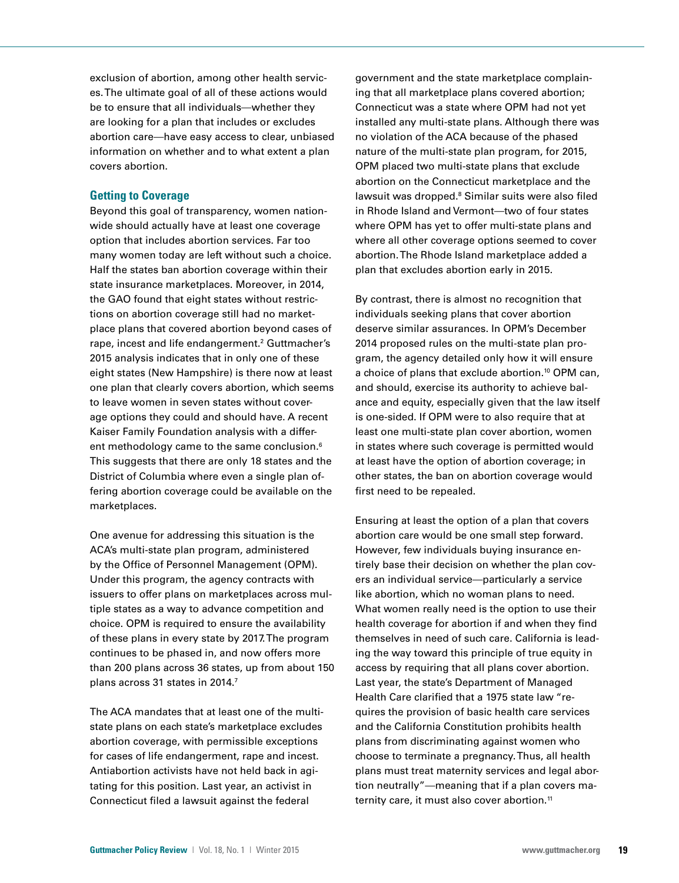exclusion of abortion, among other health services. The ultimate goal of all of these actions would be to ensure that all individuals—whether they are looking for a plan that includes or excludes abortion care—have easy access to clear, unbiased information on whether and to what extent a plan covers abortion.

### Getting to Coverage

Beyond this goal of transparency, women nationwide should actually have at least one coverage option that includes abortion services. Far too many women today are left without such a choice. Half the states ban abortion coverage within their state insurance marketplaces. Moreover, in 2014, the GAO found that eight states without restrictions on abortion coverage still had no marketplace plans that covered abortion beyond cases of rape, incest and life endangerment.[2] Guttmacher's 2015 analysis indicates that in only one of these eight states (New Hampshire) is there now at least one plan that clearly covers abortion, which seems to leave women in seven states without coverage options they could and should have. A recent Kaiser Family Foundation analysis with a different methodology came to the same conclusion.[6] This suggests that there are only 18 states and the District of Columbia where even a single plan offering abortion coverage could be available on the marketplaces.

One avenue for addressing this situation is the ACA's multi-state plan program, administered by the Office of Personnel Management (OPM). Under this program, the agency contracts with issuers to offer plans on marketplaces across multiple states as a way to advance competition and choice. OPM is required to ensure the availability of these plans in every state by 2017. The program continues to be phased in, and now offers more than 200 plans across 36 states, up from about 150 plans across 31 states in 2014.[7]

The ACA mandates that at least one of the multi-state plans on each state's marketplace excludes abortion coverage, with permissible exceptions for cases of life endangerment, rape and incest. Antiabortion activists have not held back in agitating for this position. Last year, an activist in Connecticut filed a lawsuit against the federal government and the state marketplace complaining that all marketplace plans covered abortion; Connecticut was a state where OPM had not yet installed any multi-state plans. Although there was no violation of the ACA because of the phased nature of the multi-state plan program, for 2015, OPM placed two multi-state plans that exclude abortion on the Connecticut marketplace and the lawsuit was dropped.[8] Similar suits were also filed in Rhode Island and Vermont—two of four states where OPM has yet to offer multi-state plans and where all other coverage options seemed to cover abortion. The Rhode Island marketplace added a plan that excludes abortion early in 2015.

By contrast, there is almost no recognition that individuals seeking plans that cover abortion deserve similar assurances. In OPM's December 2014 proposed rules on the multi-state plan program, the agency detailed only how it will ensure a choice of plans that exclude abortion.[10] OPM can, and should, exercise its authority to achieve balance and equity, especially given that the law itself is one-sided. If OPM were to also require that at least one multi-state plan cover abortion, women in states where such coverage is permitted would at least have the option of abortion coverage; in other states, the ban on abortion coverage would first need to be repealed.

Ensuring at least the option of a plan that covers abortion care would be one small step forward. However, few individuals buying insurance entirely base their decision on whether the plan covers an individual service—particularly a service like abortion, which no woman plans to need. What women really need is the option to use their health coverage for abortion if and when they find themselves in need of such care. California is leading the way toward this principle of true equity in access by requiring that all plans cover abortion. Last year, the state's Department of Managed Health Care clarified that a 1975 state law "requires the provision of basic health care services and the California Constitution prohibits health plans from discriminating against women who choose to terminate a pregnancy. Thus, all health plans must treat maternity services and legal abortion neutrally"—meaning that if a plan covers maternity care, it must also cover abortion.[11]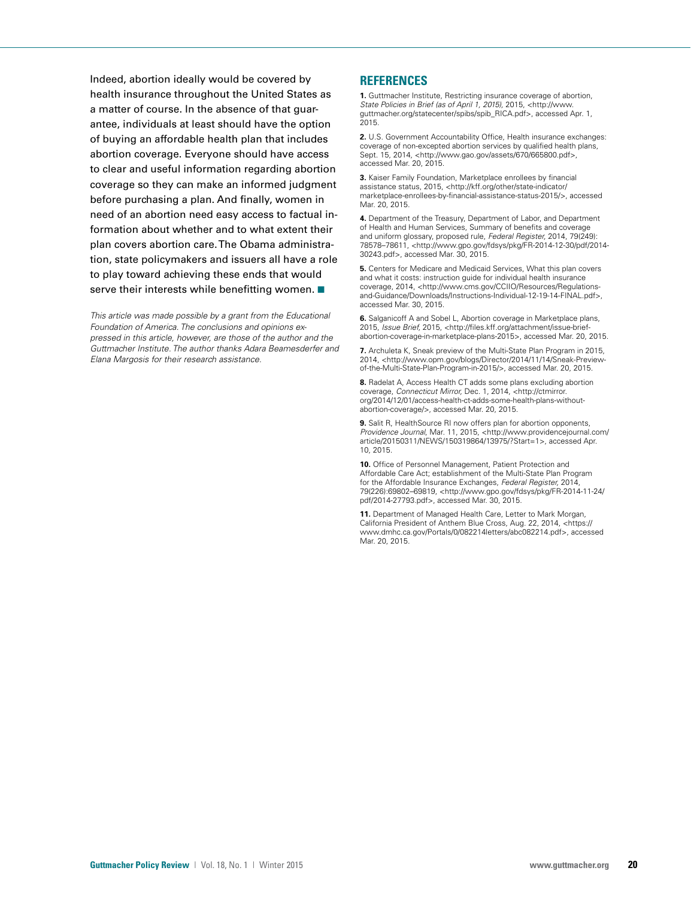Indeed, abortion ideally would be covered by health insurance throughout the United States as a matter of course. In the absence of that guarantee, individuals at least should have the option of buying an affordable health plan that includes abortion coverage. Everyone should have access to clear and useful information regarding abortion coverage so they can make an informed judgment before purchasing a plan. And finally, women in need of an abortion need easy access to factual information about whether and to what extent their plan covers abortion care. The Obama administration, state policymakers and issuers all have a role to play toward achieving these ends that would serve their interests while benefitting women. ■

*This article was made possible by a grant from the Educational Foundation of America. The conclusions and opinions expressed in this article, however, are those of the author and the Guttmacher Institute. The author thanks Adara Beamesderfer and Elana Margosis for their research assistance.*

## REFERENCES

**1.** Guttmacher Institute, Restricting insurance coverage of abortion, *State Policies in Brief (as of April 1, 2015),* 2015, <http://www.guttmacher.org/statecenter/spibs/spib_RICA.pdf>, accessed Apr. 1, 2015.

**2.** U.S. Government Accountability Office, Health insurance exchanges: coverage of non-excepted abortion services by qualified health plans, Sept. 15, 2014, <http://www.gao.gov/assets/670/665800.pdf>, accessed Mar. 20, 2015.

**3.** Kaiser Family Foundation, Marketplace enrollees by financial assistance status, 2015, <http://kff.org/other/state-indicator/marketplace-enrollees-by-financial-assistance-status-2015/>, accessed Mar. 20, 2015.

**4.** Department of the Treasury, Department of Labor, and Department of Health and Human Services, Summary of benefits and coverage and uniform glossary, proposed rule, *Federal Register,* 2014, 79(249): 78578–78611, <http://www.gpo.gov/fdsys/pkg/FR-2014-12-30/pdf/2014-30243.pdf>, accessed Mar. 30, 2015.

**5.** Centers for Medicare and Medicaid Services, What this plan covers and what it costs: instruction guide for individual health insurance coverage, 2014, <http://www.cms.gov/CCIIO/Resources/Regulations-and-Guidance/Downloads/Instructions-Individual-12-19-14-FINAL.pdf>, accessed Mar. 30, 2015.

**6.** Salganicoff A and Sobel L, Abortion coverage in Marketplace plans, 2015, *Issue Brief,* 2015, <http://files.kff.org/attachment/issue-brief-abortion-coverage-in-marketplace-plans-2015>, accessed Mar. 20, 2015.

**7.** Archuleta K, Sneak preview of the Multi-State Plan Program in 2015, 2014, <http://www.opm.gov/blogs/Director/2014/11/14/Sneak-Preview-of-the-Multi-State-Plan-Program-in-2015/>, accessed Mar. 20, 2015.

**8.** Radelat A, Access Health CT adds some plans excluding abortion coverage, *Connecticut Mirror,* Dec. 1, 2014, <http://ctmirror.org/2014/12/01/access-health-ct-adds-some-health-plans-without-abortion-coverage/>, accessed Mar. 20, 2015.

**9.** Salit R, HealthSource RI now offers plan for abortion opponents, *Providence Journal*, Mar. 11, 2015, <http://www.providencejournal.com/article/20150311/NEWS/150319864/13975/?Start=1>, accessed Apr. 10, 2015.

**10.** Office of Personnel Management, Patient Protection and Affordable Care Act; establishment of the Multi-State Plan Program for the Affordable Insurance Exchanges, *Federal Register,* 2014, 79(226):69802–69819, <http://www.gpo.gov/fdsys/pkg/FR-2014-11-24/pdf/2014-27793.pdf>, accessed Mar. 30, 2015.

**11.** Department of Managed Health Care, Letter to Mark Morgan, California President of Anthem Blue Cross, Aug. 22, 2014, <https://www.dmhc.ca.gov/Portals/0/082214letters/abc082214.pdf>, accessed Mar. 20, 2015.